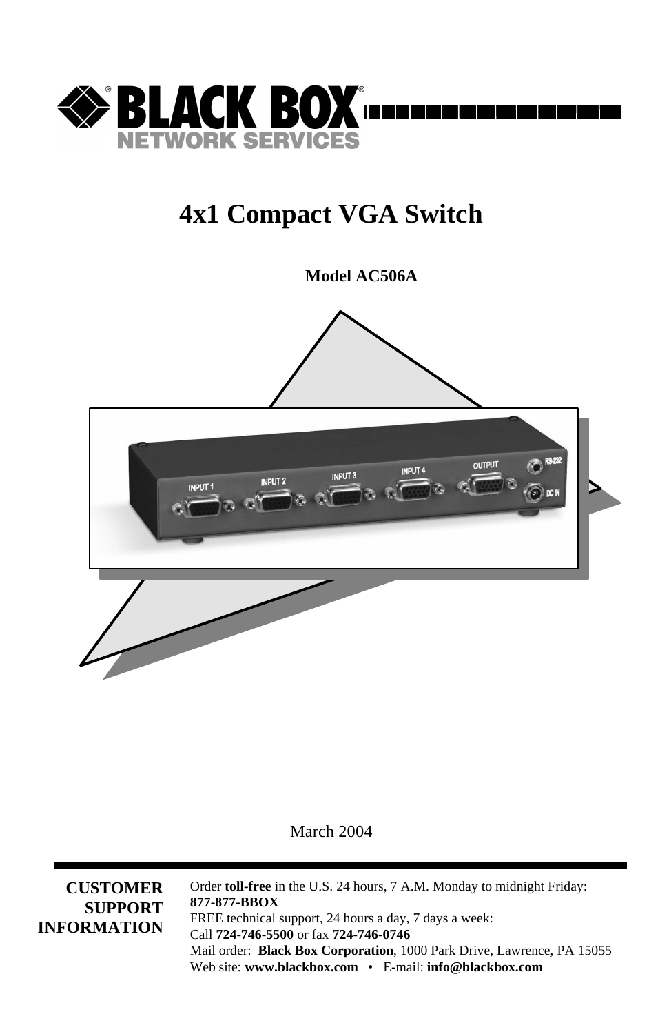# 4x1 Compact VGA Switch

**Model AC506A**

March 2004

**CUSTOMER SUPPORT INFORMATION**

Order **toll-free** in the U.S. 24 hours, 7 A.M. Monday to midnight Friday: **877-877-BBOX**
FREE technical support, 24 hours a day, 7 days a week:
Call **724-746-5500** or fax **724-746-0746**
Mail order: **Black Box Corporation**, 1000 Park Drive, Lawrence, PA 15055
Web site: **www.blackbox.com** • E-mail: **info@blackbox.com**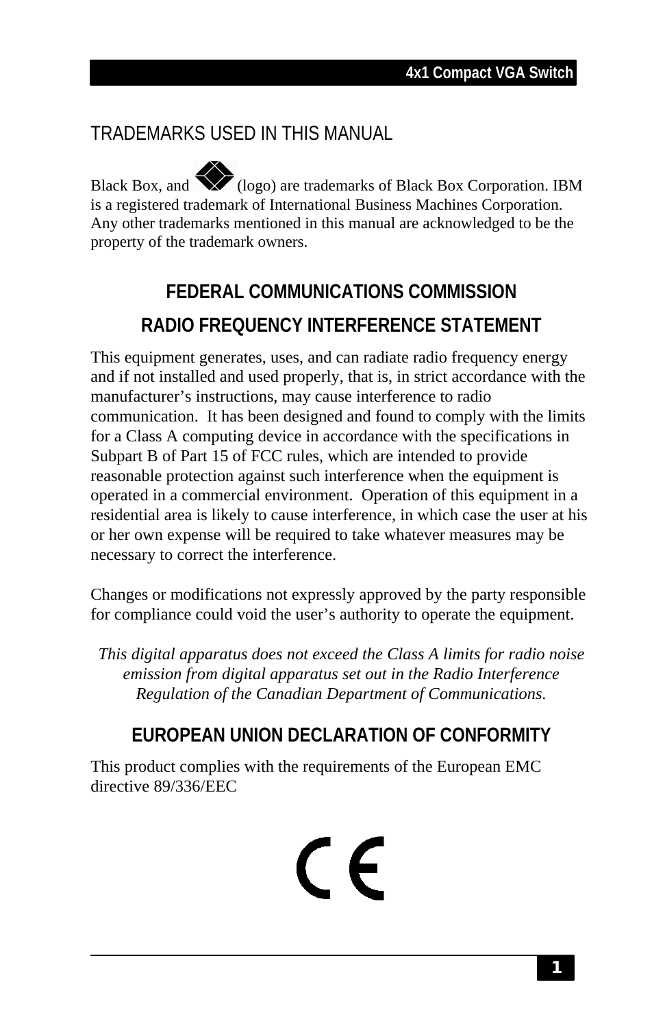## TRADEMARKS USED IN THIS MANUAL

Black Box, and (logo) are trademarks of Black Box Corporation. IBM is a registered trademark of International Business Machines Corporation. Any other trademarks mentioned in this manual are acknowledged to be the property of the trademark owners.

## FEDERAL COMMUNICATIONS COMMISSION

## RADIO FREQUENCY INTERFERENCE STATEMENT

This equipment generates, uses, and can radiate radio frequency energy and if not installed and used properly, that is, in strict accordance with the manufacturer's instructions, may cause interference to radio communication. It has been designed and found to comply with the limits for a Class A computing device in accordance with the specifications in Subpart B of Part 15 of FCC rules, which are intended to provide reasonable protection against such interference when the equipment is operated in a commercial environment. Operation of this equipment in a residential area is likely to cause interference, in which case the user at his or her own expense will be required to take whatever measures may be necessary to correct the interference.

Changes or modifications not expressly approved by the party responsible for compliance could void the user's authority to operate the equipment.

*This digital apparatus does not exceed the Class A limits for radio noise emission from digital apparatus set out in the Radio Interference Regulation of the Canadian Department of Communications.*

## EUROPEAN UNION DECLARATION OF CONFORMITY

This product complies with the requirements of the European EMC directive 89/336/EEC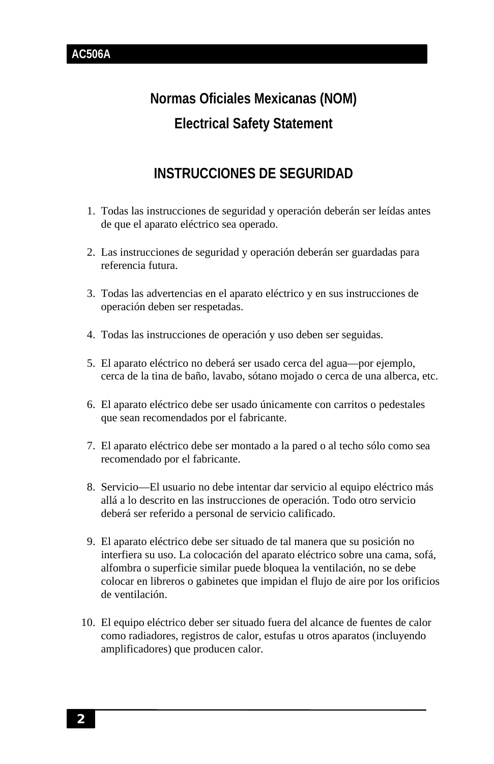# Normas Oficiales Mexicanas (NOM)

# Electrical Safety Statement

## INSTRUCCIONES DE SEGURIDAD

1. Todas las instrucciones de seguridad y operación deberán ser leídas antes de que el aparato eléctrico sea operado.

2. Las instrucciones de seguridad y operación deberán ser guardadas para referencia futura.

3. Todas las advertencias en el aparato eléctrico y en sus instrucciones de operación deben ser respetadas.

4. Todas las instrucciones de operación y uso deben ser seguidas.

5. El aparato eléctrico no deberá ser usado cerca del agua—por ejemplo, cerca de la tina de baño, lavabo, sótano mojado o cerca de una alberca, etc.

6. El aparato eléctrico debe ser usado únicamente con carritos o pedestales que sean recomendados por el fabricante.

7. El aparato eléctrico debe ser montado a la pared o al techo sólo como sea recomendado por el fabricante.

8. Servicio—El usuario no debe intentar dar servicio al equipo eléctrico más allá a lo descrito en las instrucciones de operación. Todo otro servicio deberá ser referido a personal de servicio calificado.

9. El aparato eléctrico debe ser situado de tal manera que su posición no interfiera su uso. La colocación del aparato eléctrico sobre una cama, sofá, alfombra o superficie similar puede bloquea la ventilación, no se debe colocar en libreros o gabinetes que impidan el flujo de aire por los orificios de ventilación.

10. El equipo eléctrico deber ser situado fuera del alcance de fuentes de calor como radiadores, registros de calor, estufas u otros aparatos (incluyendo amplificadores) que producen calor.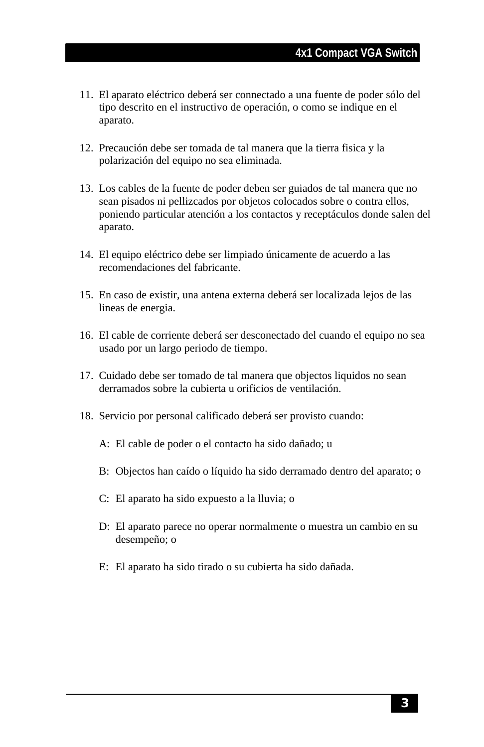11. El aparato eléctrico deberá ser connectado a una fuente de poder sólo del tipo descrito en el instructivo de operación, o como se indique en el aparato.

12. Precaución debe ser tomada de tal manera que la tierra fisica y la polarización del equipo no sea eliminada.

13. Los cables de la fuente de poder deben ser guiados de tal manera que no sean pisados ni pellizcados por objetos colocados sobre o contra ellos, poniendo particular atención a los contactos y receptáculos donde salen del aparato.

14. El equipo eléctrico debe ser limpiado únicamente de acuerdo a las recomendaciones del fabricante.

15. En caso de existir, una antena externa deberá ser localizada lejos de las lineas de energia.

16. El cable de corriente deberá ser desconectado del cuando el equipo no sea usado por un largo periodo de tiempo.

17. Cuidado debe ser tomado de tal manera que objectos liquidos no sean derramados sobre la cubierta u orificios de ventilación.

18. Servicio por personal calificado deberá ser provisto cuando:

    A: El cable de poder o el contacto ha sido dañado; u

    B: Objectos han caído o líquido ha sido derramado dentro del aparato; o

    C: El aparato ha sido expuesto a la lluvia; o

    D: El aparato parece no operar normalmente o muestra un cambio en su desempeño; o

    E: El aparato ha sido tirado o su cubierta ha sido dañada.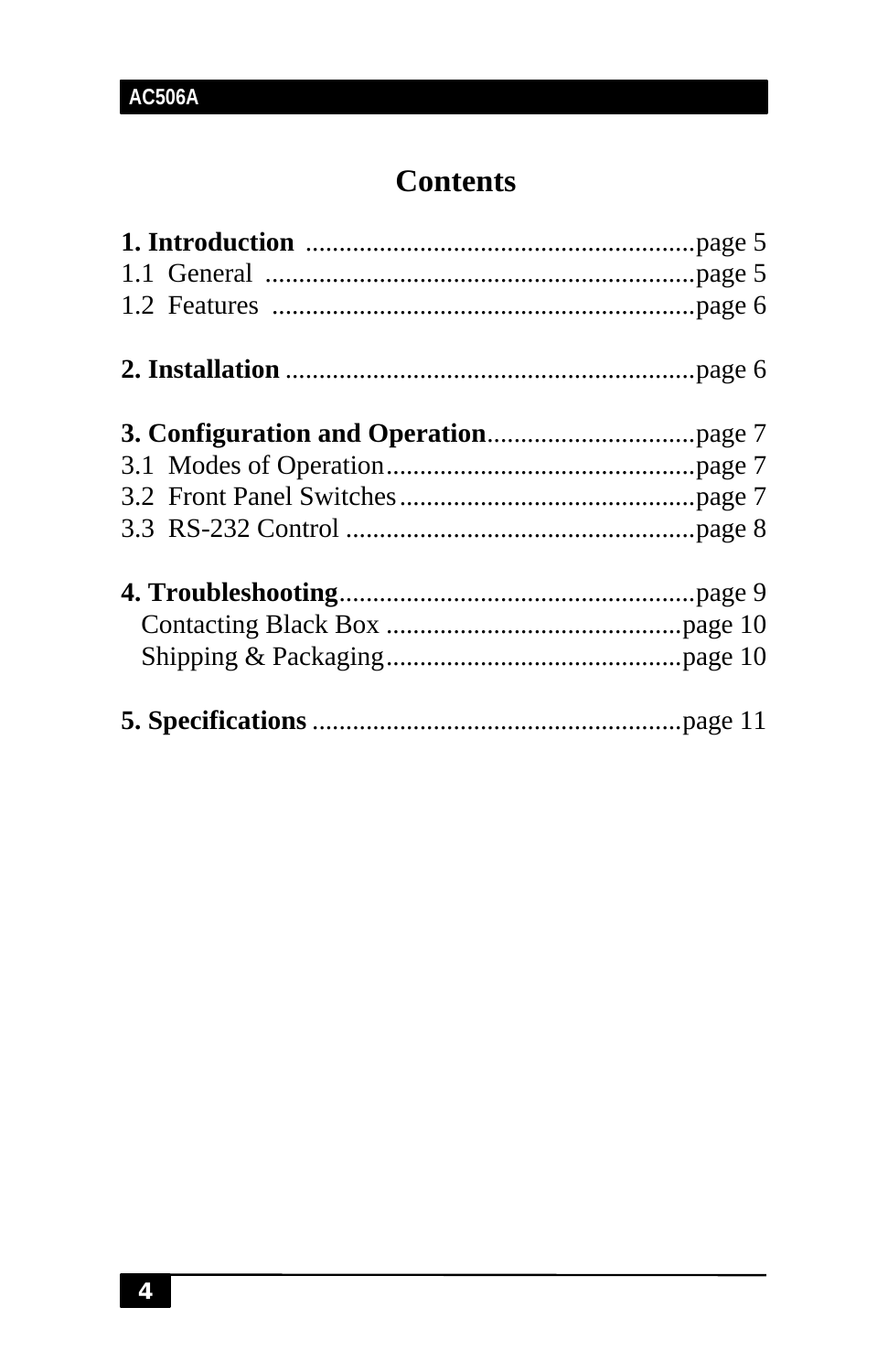# Contents

**1. Introduction** .......................................................page 5
1.1 General .............................................................page 5
1.2 Features ............................................................page 6

**2. Installation** ..........................................................page 6

**3. Configuration and Operation**..............................page 7
3.1 Modes of Operation............................................page 7
3.2 Front Panel Switches..........................................page 7
3.3 RS-232 Control ..................................................page 8

**4. Troubleshooting**....................................................page 9
Contacting Black Box ...........................................page 10
Shipping & Packaging...........................................page 10

**5. Specifications** ......................................................page 11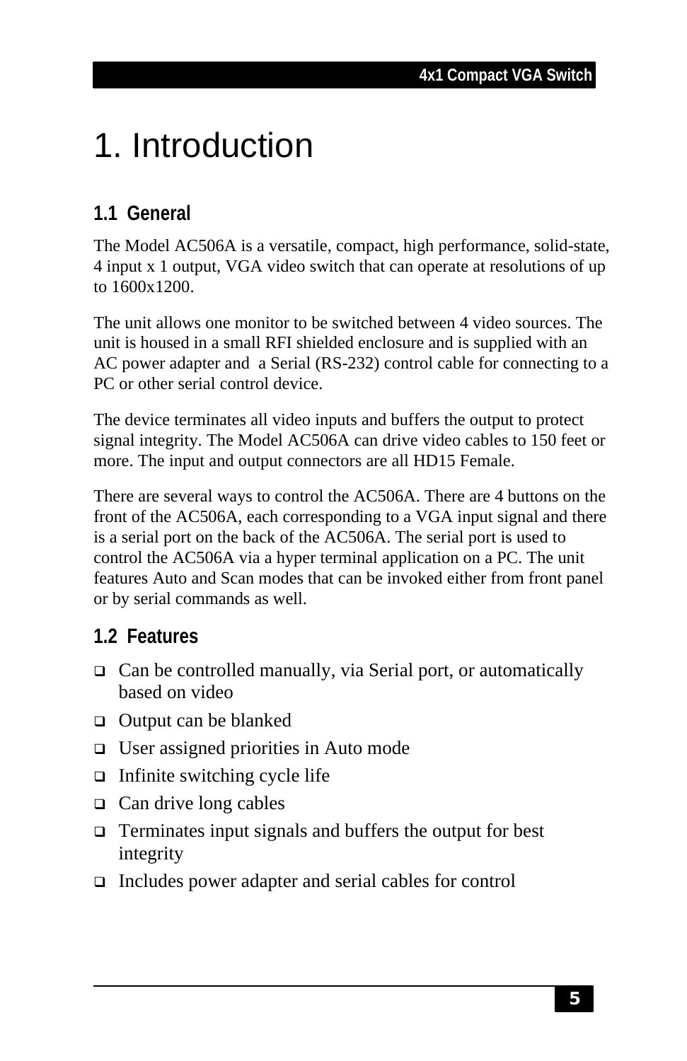# 1. Introduction

## 1.1 General

The Model AC506A is a versatile, compact, high performance, solid-state, 4 input x 1 output, VGA video switch that can operate at resolutions of up to 1600x1200.

The unit allows one monitor to be switched between 4 video sources. The unit is housed in a small RFI shielded enclosure and is supplied with an AC power adapter and a Serial (RS-232) control cable for connecting to a PC or other serial control device.

The device terminates all video inputs and buffers the output to protect signal integrity. The Model AC506A can drive video cables to 150 feet or more. The input and output connectors are all HD15 Female.

There are several ways to control the AC506A. There are 4 buttons on the front of the AC506A, each corresponding to a VGA input signal and there is a serial port on the back of the AC506A. The serial port is used to control the AC506A via a hyper terminal application on a PC. The unit features Auto and Scan modes that can be invoked either from front panel or by serial commands as well.

## 1.2 Features

- Can be controlled manually, via Serial port, or automatically based on video
- Output can be blanked
- User assigned priorities in Auto mode
- Infinite switching cycle life
- Can drive long cables
- Terminates input signals and buffers the output for best integrity
- Includes power adapter and serial cables for control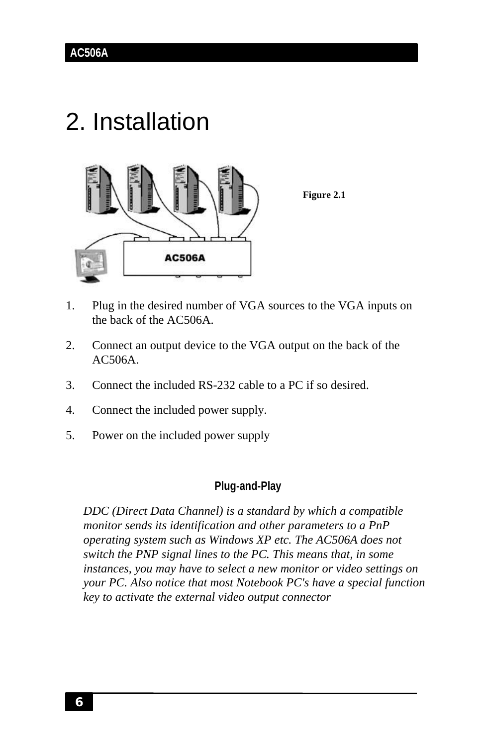# 2. Installation

Figure 2.1

1. Plug in the desired number of VGA sources to the VGA inputs on the back of the AC506A.
2. Connect an output device to the VGA output on the back of the AC506A.
3. Connect the included RS-232 cable to a PC if so desired.
4. Connect the included power supply.
5. Power on the included power supply

**Plug-and-Play**

*DDC (Direct Data Channel) is a standard by which a compatible monitor sends its identification and other parameters to a PnP operating system such as Windows XP etc. The AC506A does not switch the PNP signal lines to the PC. This means that, in some instances, you may have to select a new monitor or video settings on your PC. Also notice that most Notebook PC's have a special function key to activate the external video output connector*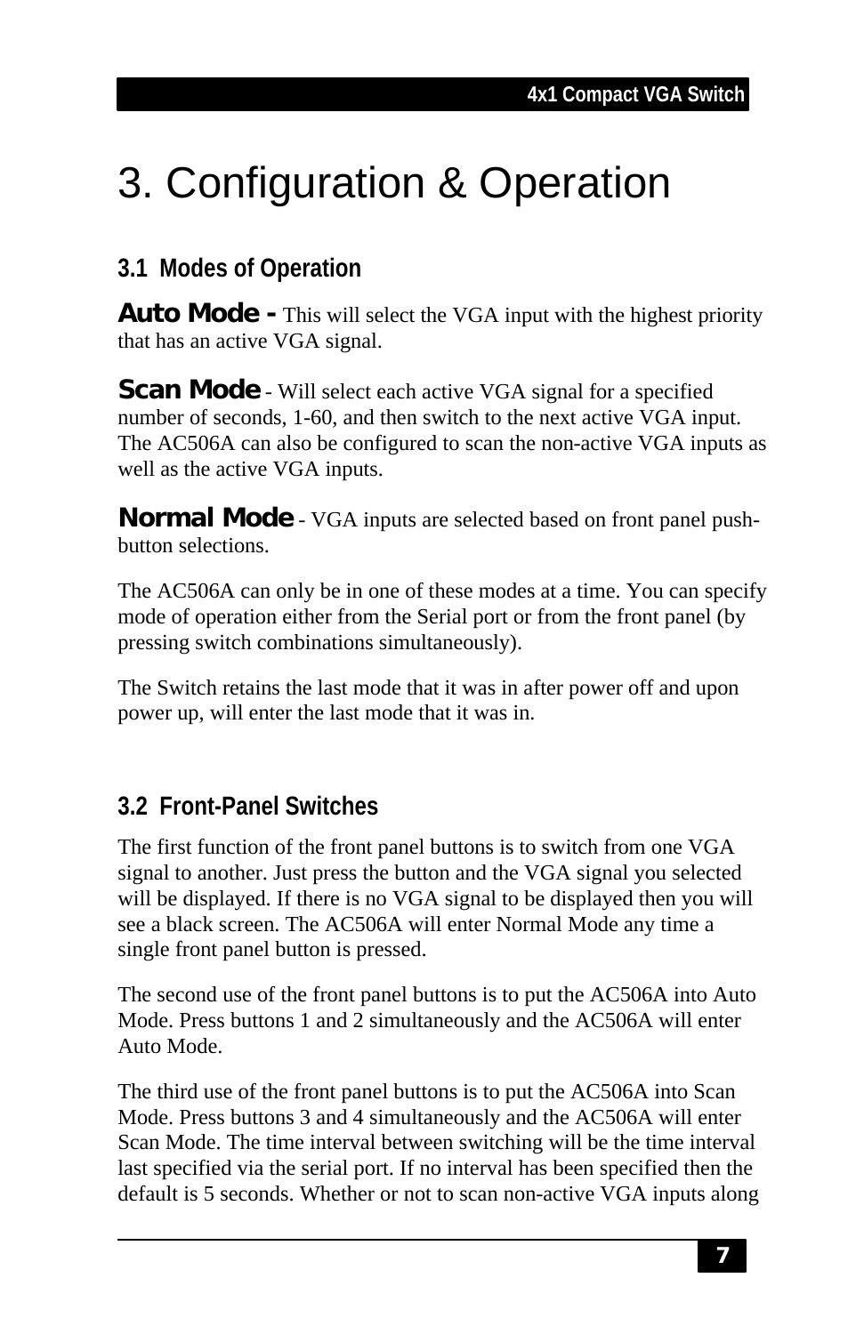# 3. Configuration & Operation

## 3.1 Modes of Operation

**Auto Mode -** This will select the VGA input with the highest priority that has an active VGA signal.

**Scan Mode** - Will select each active VGA signal for a specified number of seconds, 1-60, and then switch to the next active VGA input. The AC506A can also be configured to scan the non-active VGA inputs as well as the active VGA inputs.

**Normal Mode** - VGA inputs are selected based on front panel push-button selections.

The AC506A can only be in one of these modes at a time. You can specify mode of operation either from the Serial port or from the front panel (by pressing switch combinations simultaneously).

The Switch retains the last mode that it was in after power off and upon power up, will enter the last mode that it was in.

## 3.2 Front-Panel Switches

The first function of the front panel buttons is to switch from one VGA signal to another. Just press the button and the VGA signal you selected will be displayed. If there is no VGA signal to be displayed then you will see a black screen. The AC506A will enter Normal Mode any time a single front panel button is pressed.

The second use of the front panel buttons is to put the AC506A into Auto Mode. Press buttons 1 and 2 simultaneously and the AC506A will enter Auto Mode.

The third use of the front panel buttons is to put the AC506A into Scan Mode. Press buttons 3 and 4 simultaneously and the AC506A will enter Scan Mode. The time interval between switching will be the time interval last specified via the serial port. If no interval has been specified then the default is 5 seconds. Whether or not to scan non-active VGA inputs along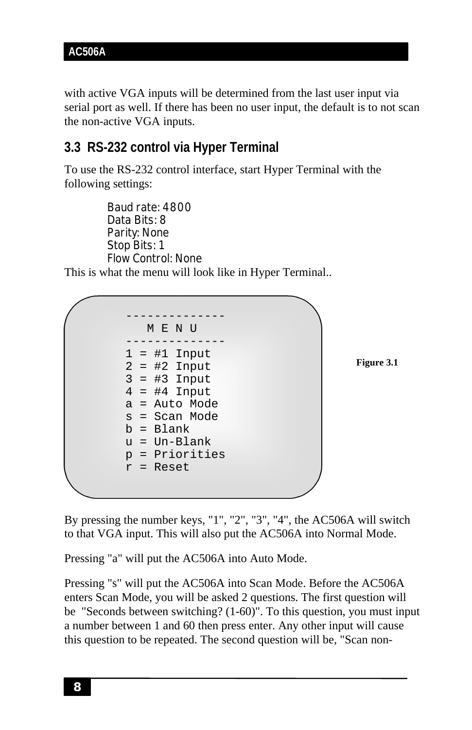with active VGA inputs will be determined from the last user input via serial port as well. If there has been no user input, the default is to not scan the non-active VGA inputs.

## 3.3 RS-232 control via Hyper Terminal

To use the RS-232 control interface, start Hyper Terminal with the following settings:

Baud rate: 4800
Data Bits: 8
Parity: None
Stop Bits: 1
Flow Control: None

This is what the menu will look like in Hyper Terminal..

```
--------------
   M E N U
--------------
1 = #1 Input
2 = #2 Input
3 = #3 Input
4 = #4 Input
a = Auto Mode
s = Scan Mode
b = Blank
u = Un-Blank
p = Priorities
r = Reset
```

**Figure 3.1**

By pressing the number keys, "1", "2", "3", "4", the AC506A will switch to that VGA input. This will also put the AC506A into Normal Mode.

Pressing "a" will put the AC506A into Auto Mode.

Pressing "s" will put the AC506A into Scan Mode. Before the AC506A enters Scan Mode, you will be asked 2 questions. The first question will be "Seconds between switching? (1-60)". To this question, you must input a number between 1 and 60 then press enter. Any other input will cause this question to be repeated. The second question will be, "Scan non-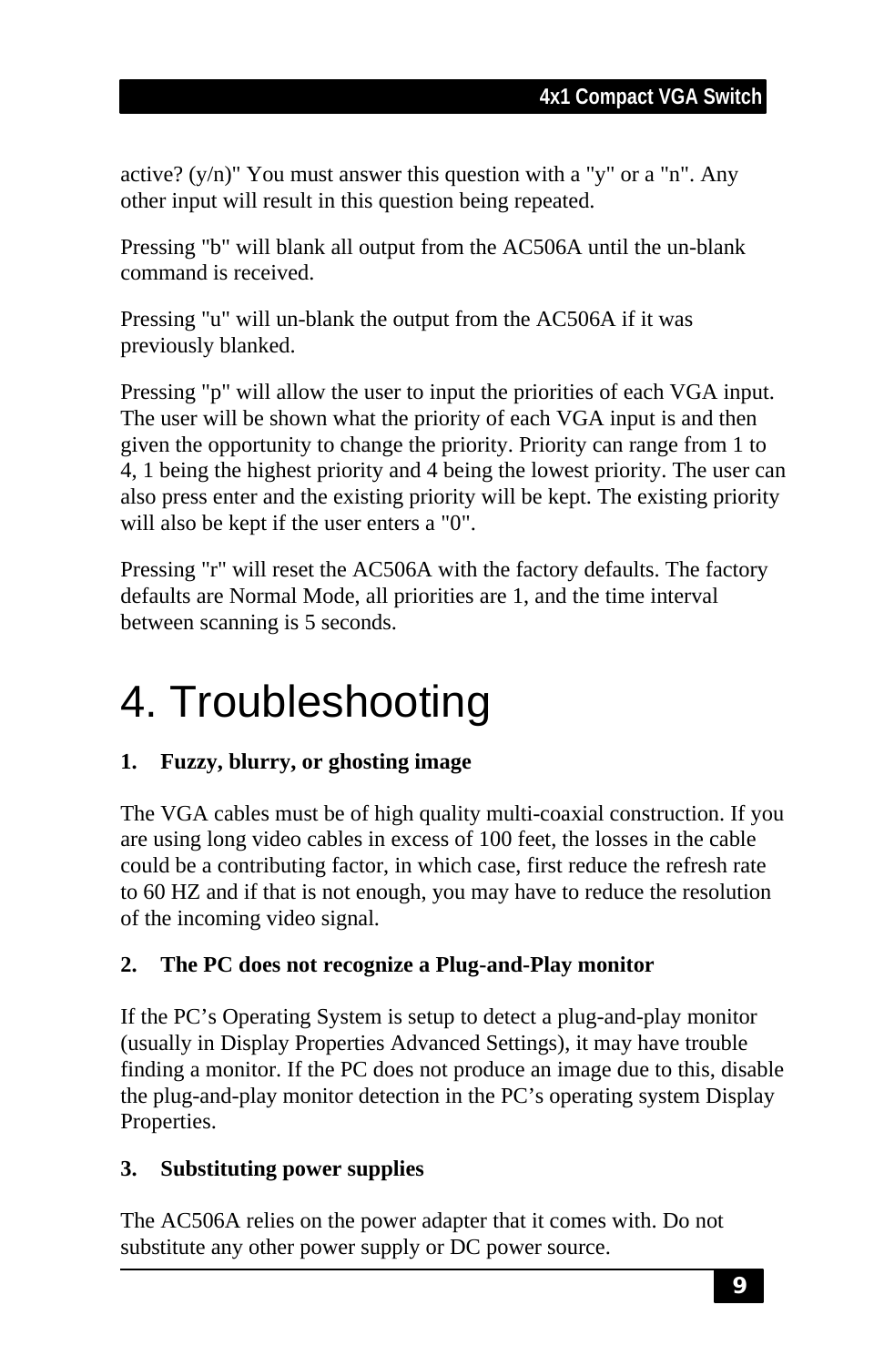active? (y/n)" You must answer this question with a "y" or a "n". Any other input will result in this question being repeated.

Pressing "b" will blank all output from the AC506A until the un-blank command is received.

Pressing "u" will un-blank the output from the AC506A if it was previously blanked.

Pressing "p" will allow the user to input the priorities of each VGA input. The user will be shown what the priority of each VGA input is and then given the opportunity to change the priority. Priority can range from 1 to 4, 1 being the highest priority and 4 being the lowest priority. The user can also press enter and the existing priority will be kept. The existing priority will also be kept if the user enters a "0".

Pressing "r" will reset the AC506A with the factory defaults. The factory defaults are Normal Mode, all priorities are 1, and the time interval between scanning is 5 seconds.

# 4. Troubleshooting

**1. Fuzzy, blurry, or ghosting image**

The VGA cables must be of high quality multi-coaxial construction. If you are using long video cables in excess of 100 feet, the losses in the cable could be a contributing factor, in which case, first reduce the refresh rate to 60 HZ and if that is not enough, you may have to reduce the resolution of the incoming video signal.

**2. The PC does not recognize a Plug-and-Play monitor**

If the PC's Operating System is setup to detect a plug-and-play monitor (usually in Display Properties Advanced Settings), it may have trouble finding a monitor. If the PC does not produce an image due to this, disable the plug-and-play monitor detection in the PC's operating system Display Properties.

**3. Substituting power supplies**

The AC506A relies on the power adapter that it comes with. Do not substitute any other power supply or DC power source.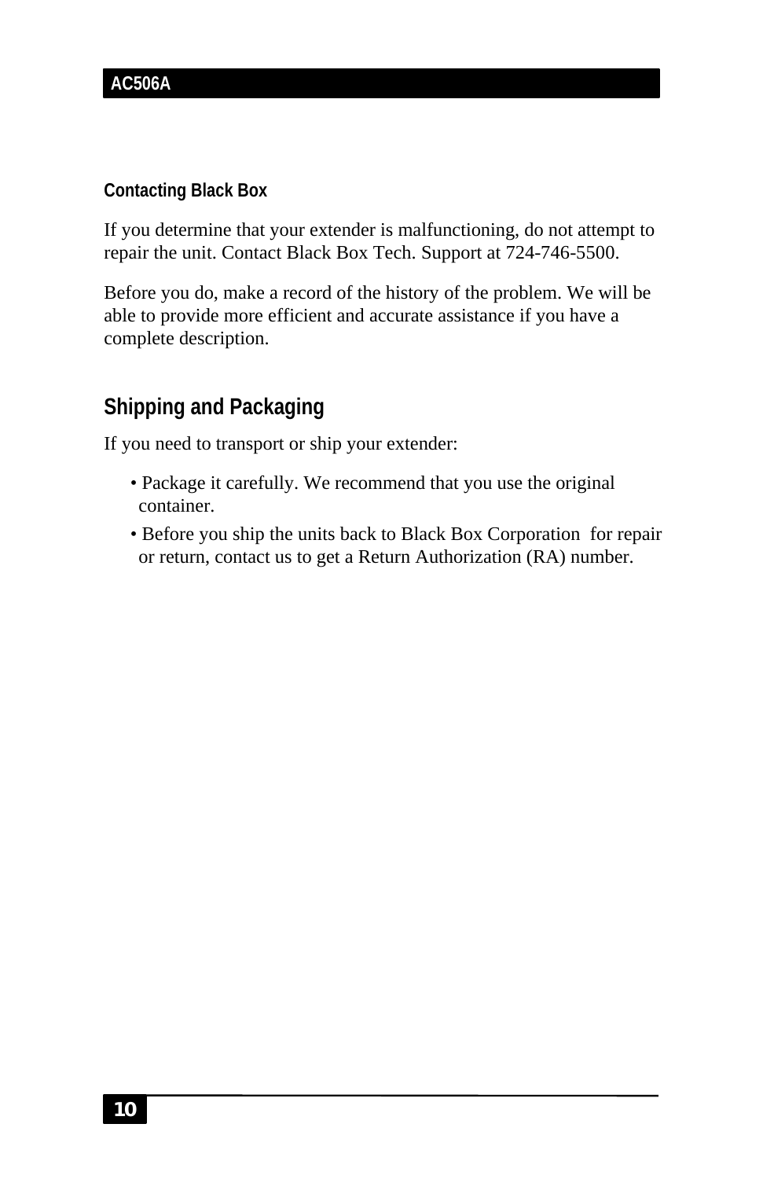### Contacting Black Box

If you determine that your extender is malfunctioning, do not attempt to repair the unit. Contact Black Box Tech. Support at 724-746-5500.

Before you do, make a record of the history of the problem. We will be able to provide more efficient and accurate assistance if you have a complete description.

## Shipping and Packaging

If you need to transport or ship your extender:

- Package it carefully. We recommend that you use the original container.
- Before you ship the units back to Black Box Corporation for repair or return, contact us to get a Return Authorization (RA) number.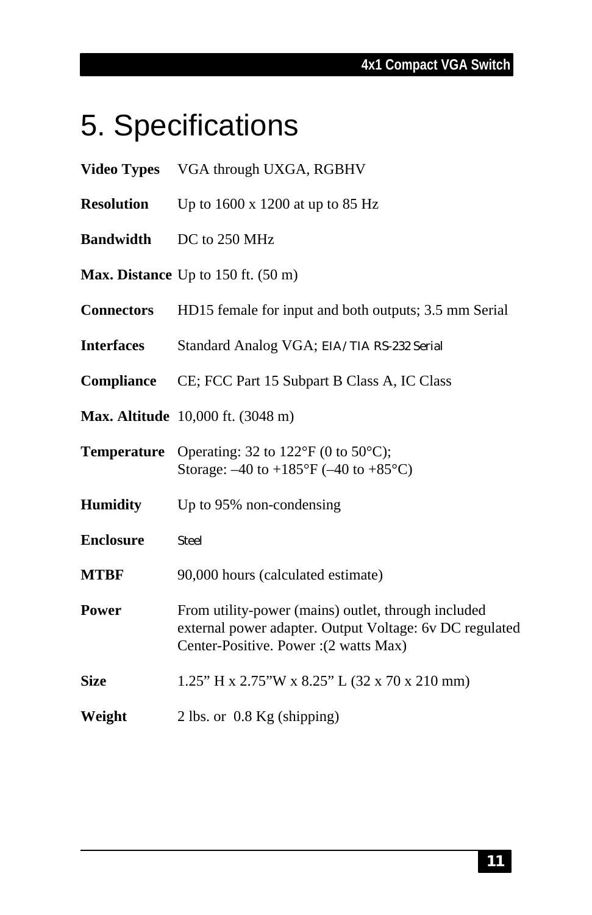# 5. Specifications

**Video Types** VGA through UXGA, RGBHV

**Resolution** Up to 1600 x 1200 at up to 85 Hz

**Bandwidth** DC to 250 MHz

**Max. Distance** Up to 150 ft. (50 m)

**Connectors** HD15 female for input and both outputs; 3.5 mm Serial

**Interfaces** Standard Analog VGA; EIA/TIA RS-232 Serial

**Compliance** CE; FCC Part 15 Subpart B Class A, IC Class

**Max. Altitude** 10,000 ft. (3048 m)

**Temperature** Operating: 32 to 122°F (0 to 50°C);
Storage: –40 to +185°F (–40 to +85°C)

**Humidity** Up to 95% non-condensing

**Enclosure** Steel

**MTBF** 90,000 hours (calculated estimate)

**Power** From utility-power (mains) outlet, through included external power adapter. Output Voltage: 6v DC regulated Center-Positive. Power :(2 watts Max)

**Size** 1.25” H x 2.75”W x 8.25” L (32 x 70 x 210 mm)

**Weight** 2 lbs. or 0.8 Kg (shipping)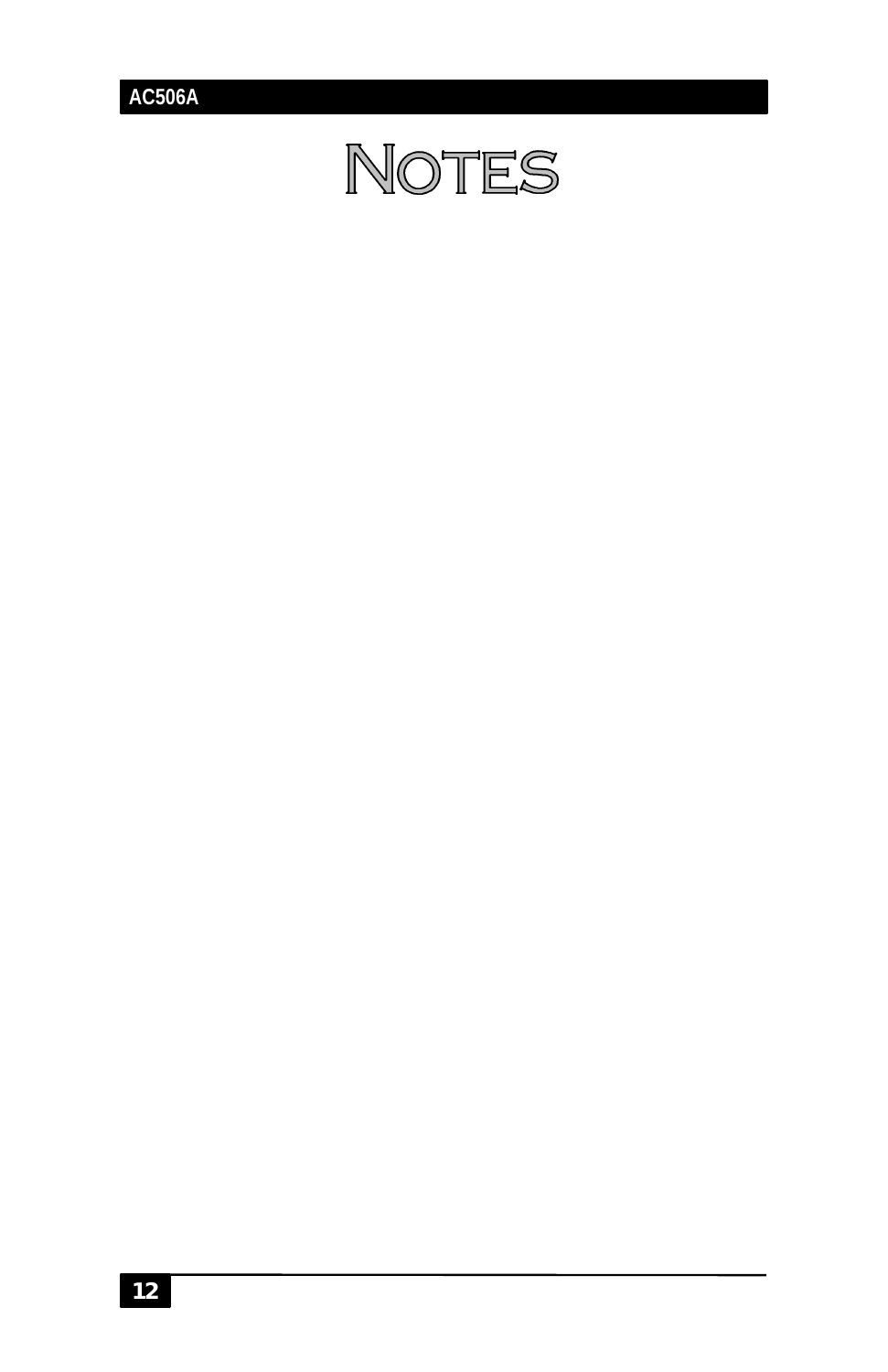# NOTES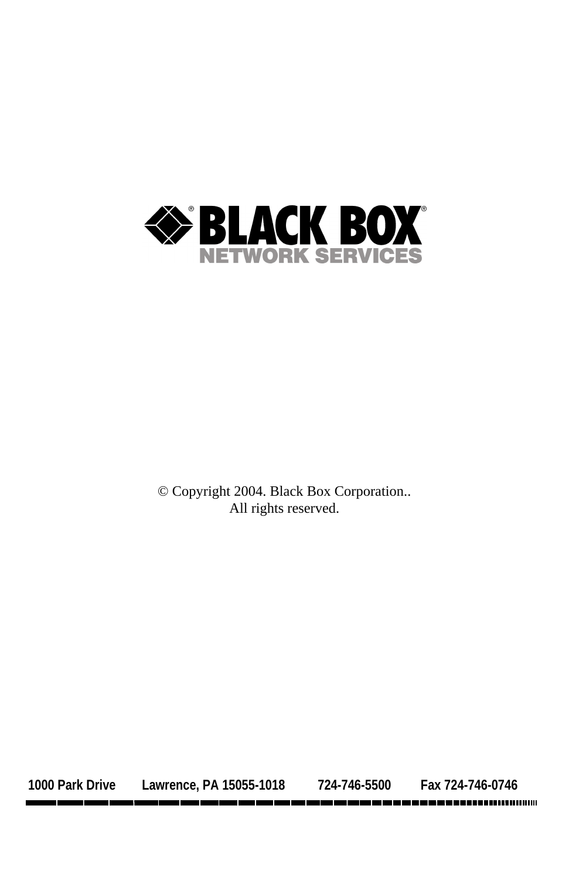BLACK BOX®
NETWORK SERVICES

© Copyright 2004. Black Box Corporation..
All rights reserved.

1000 Park Drive Lawrence, PA 15055-1018 724-746-5500 Fax 724-746-0746